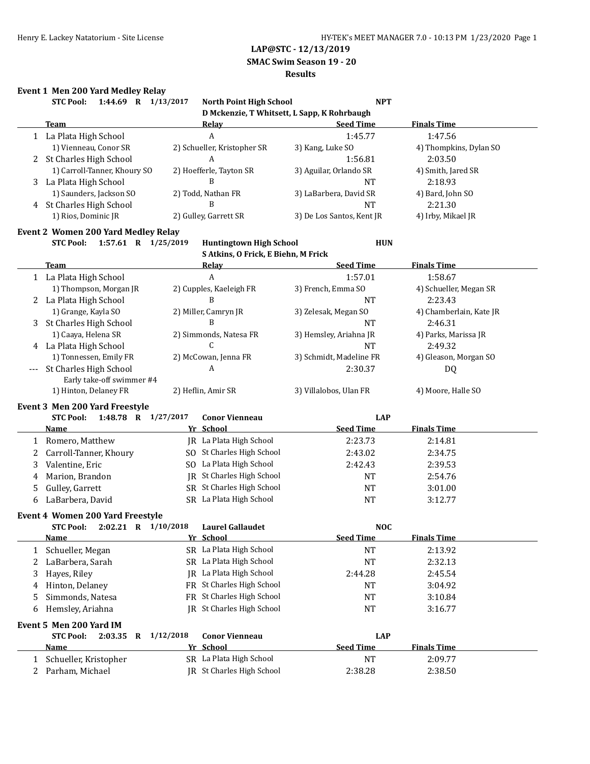# LAP@STC - 12/13/2019
## SMAC Swim Season 19 - 20
## Results

### Event 1 Men 200 Yard Medley Relay

**STC Pool: 1:44.69 R 1/13/2017 North Point High School NPT**
**D Mckenzie, T Whitsett, L Sapp, K Rohrbaugh**

| | Team | Relay | Seed Time | Finals Time |
|---|---|---|---|---|
| 1 | La Plata High School | A | 1:45.77 | 1:47.56 |
| | 1) Vienneau, Conor SR | 2) Schueller, Kristopher SR | 3) Kang, Luke SO | 4) Thompkins, Dylan SO |
| 2 | St Charles High School | A | 1:56.81 | 2:03.50 |
| | 1) Carroll-Tanner, Khoury SO | 2) Hoefferle, Tayton SR | 3) Aguilar, Orlando SR | 4) Smith, Jared SR |
| 3 | La Plata High School | B | NT | 2:18.93 |
| | 1) Saunders, Jackson SO | 2) Todd, Nathan FR | 3) LaBarbera, David SR | 4) Bard, John SO |
| 4 | St Charles High School | B | NT | 2:21.30 |
| | 1) Rios, Dominic JR | 2) Gulley, Garrett SR | 3) De Los Santos, Kent JR | 4) Irby, Mikael JR |

### Event 2 Women 200 Yard Medley Relay

**STC Pool: 1:57.61 R 1/25/2019 Huntingtown High School HUN**
**S Atkins, O Frick, E Biehn, M Frick**

| | Team | Relay | Seed Time | Finals Time |
|---|---|---|---|---|
| 1 | La Plata High School | A | 1:57.01 | 1:58.67 |
| | 1) Thompson, Morgan JR | 2) Cupples, Kaeleigh FR | 3) French, Emma SO | 4) Schueller, Megan SR |
| 2 | La Plata High School | B | NT | 2:23.43 |
| | 1) Grange, Kayla SO | 2) Miller, Camryn JR | 3) Zelesak, Megan SO | 4) Chamberlain, Kate JR |
| 3 | St Charles High School | B | NT | 2:46.31 |
| | 1) Caaya, Helena SR | 2) Simmonds, Natesa FR | 3) Hemsley, Ariahna JR | 4) Parks, Marissa JR |
| 4 | La Plata High School | C | NT | 2:49.32 |
| | 1) Tonnessen, Emily FR | 2) McCowan, Jenna FR | 3) Schmidt, Madeline FR | 4) Gleason, Morgan SO |
| --- | St Charles High School | A | 2:30.37 | DQ |
| | Early take-off swimmer #4 | | | |
| | 1) Hinton, Delaney FR | 2) Heflin, Amir SR | 3) Villalobos, Ulan FR | 4) Moore, Halle SO |

### Event 3 Men 200 Yard Freestyle

**STC Pool: 1:48.78 R 1/27/2017 Conor Vienneau LAP**

| | Name | Yr | School | Seed Time | Finals Time |
|---|---|---|---|---|---|
| 1 | Romero, Matthew | JR | La Plata High School | 2:23.73 | 2:14.81 |
| 2 | Carroll-Tanner, Khoury | SO | St Charles High School | 2:43.02 | 2:34.75 |
| 3 | Valentine, Eric | SO | La Plata High School | 2:42.43 | 2:39.53 |
| 4 | Marion, Brandon | JR | St Charles High School | NT | 2:54.76 |
| 5 | Gulley, Garrett | SR | St Charles High School | NT | 3:01.00 |
| 6 | LaBarbera, David | SR | La Plata High School | NT | 3:12.77 |

### Event 4 Women 200 Yard Freestyle

**STC Pool: 2:02.21 R 1/10/2018 Laurel Gallaudet NOC**

| | Name | Yr | School | Seed Time | Finals Time |
|---|---|---|---|---|---|
| 1 | Schueller, Megan | SR | La Plata High School | NT | 2:13.92 |
| 2 | LaBarbera, Sarah | SR | La Plata High School | NT | 2:32.13 |
| 3 | Hayes, Riley | JR | La Plata High School | 2:44.28 | 2:45.54 |
| 4 | Hinton, Delaney | FR | St Charles High School | NT | 3:04.92 |
| 5 | Simmonds, Natesa | FR | St Charles High School | NT | 3:10.84 |
| 6 | Hemsley, Ariahna | JR | St Charles High School | NT | 3:16.77 |

### Event 5 Men 200 Yard IM

**STC Pool: 2:03.35 R 1/12/2018 Conor Vienneau LAP**

| | Name | Yr | School | Seed Time | Finals Time |
|---|---|---|---|---|---|
| 1 | Schueller, Kristopher | SR | La Plata High School | NT | 2:09.77 |
| 2 | Parham, Michael | JR | St Charles High School | 2:38.28 | 2:38.50 |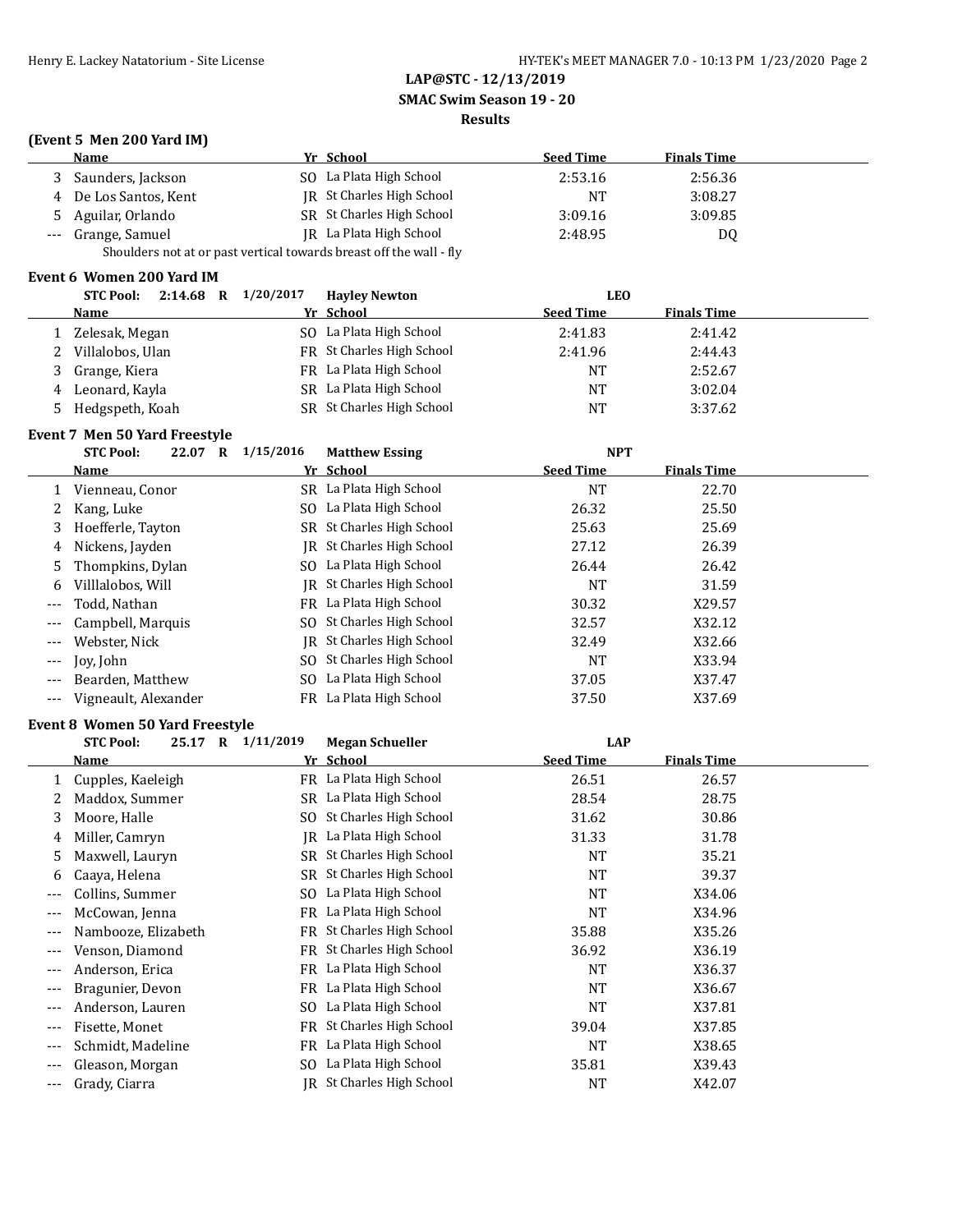**LAP@STC - 12/13/2019**

**SMAC Swim Season 19 - 20**

**Results**

### (Event 5 Men 200 Yard IM)

| | Name | Yr | School | Seed Time | Finals Time |
|---|---|---|---|---|---|
| 3 | Saunders, Jackson | SO | La Plata High School | 2:53.16 | 2:56.36 |
| 4 | De Los Santos, Kent | JR | St Charles High School | NT | 3:08.27 |
| 5 | Aguilar, Orlando | SR | St Charles High School | 3:09.16 | 3:09.85 |
| --- | Grange, Samuel | JR | La Plata High School | 2:48.95 | DQ |

Shoulders not at or past vertical towards breast off the wall - fly

### Event 6 Women 200 Yard IM

STC Pool: 2:14.68 R 1/20/2017 Hayley Newton LEO

| | Name | Yr | School | Seed Time | Finals Time |
|---|---|---|---|---|---|
| 1 | Zelesak, Megan | SO | La Plata High School | 2:41.83 | 2:41.42 |
| 2 | Villalobos, Ulan | FR | St Charles High School | 2:41.96 | 2:44.43 |
| 3 | Grange, Kiera | FR | La Plata High School | NT | 2:52.67 |
| 4 | Leonard, Kayla | SR | La Plata High School | NT | 3:02.04 |
| 5 | Hedgspeth, Koah | SR | St Charles High School | NT | 3:37.62 |

### Event 7 Men 50 Yard Freestyle

STC Pool: 22.07 R 1/15/2016 Matthew Essing NPT

| | Name | Yr | School | Seed Time | Finals Time |
|---|---|---|---|---|---|
| 1 | Vienneau, Conor | SR | La Plata High School | NT | 22.70 |
| 2 | Kang, Luke | SO | La Plata High School | 26.32 | 25.50 |
| 3 | Hoefferle, Tayton | SR | St Charles High School | 25.63 | 25.69 |
| 4 | Nickens, Jayden | JR | St Charles High School | 27.12 | 26.39 |
| 5 | Thompkins, Dylan | SO | La Plata High School | 26.44 | 26.42 |
| 6 | Villlalobos, Will | JR | St Charles High School | NT | 31.59 |
| --- | Todd, Nathan | FR | La Plata High School | 30.32 | X29.57 |
| --- | Campbell, Marquis | SO | St Charles High School | 32.57 | X32.12 |
| --- | Webster, Nick | JR | St Charles High School | 32.49 | X32.66 |
| --- | Joy, John | SO | St Charles High School | NT | X33.94 |
| --- | Bearden, Matthew | SO | La Plata High School | 37.05 | X37.47 |
| --- | Vigneault, Alexander | FR | La Plata High School | 37.50 | X37.69 |

### Event 8 Women 50 Yard Freestyle

STC Pool: 25.17 R 1/11/2019 Megan Schueller LAP

| | Name | Yr | School | Seed Time | Finals Time |
|---|---|---|---|---|---|
| 1 | Cupples, Kaeleigh | FR | La Plata High School | 26.51 | 26.57 |
| 2 | Maddox, Summer | SR | La Plata High School | 28.54 | 28.75 |
| 3 | Moore, Halle | SO | St Charles High School | 31.62 | 30.86 |
| 4 | Miller, Camryn | JR | La Plata High School | 31.33 | 31.78 |
| 5 | Maxwell, Lauryn | SR | St Charles High School | NT | 35.21 |
| 6 | Caaya, Helena | SR | St Charles High School | NT | 39.37 |
| --- | Collins, Summer | SO | La Plata High School | NT | X34.06 |
| --- | McCowan, Jenna | FR | La Plata High School | NT | X34.96 |
| --- | Nambooze, Elizabeth | FR | St Charles High School | 35.88 | X35.26 |
| --- | Venson, Diamond | FR | St Charles High School | 36.92 | X36.19 |
| --- | Anderson, Erica | FR | La Plata High School | NT | X36.37 |
| --- | Bragunier, Devon | FR | La Plata High School | NT | X36.67 |
| --- | Anderson, Lauren | SO | La Plata High School | NT | X37.81 |
| --- | Fisette, Monet | FR | St Charles High School | 39.04 | X37.85 |
| --- | Schmidt, Madeline | FR | La Plata High School | NT | X38.65 |
| --- | Gleason, Morgan | SO | La Plata High School | 35.81 | X39.43 |
| --- | Grady, Ciarra | JR | St Charles High School | NT | X42.07 |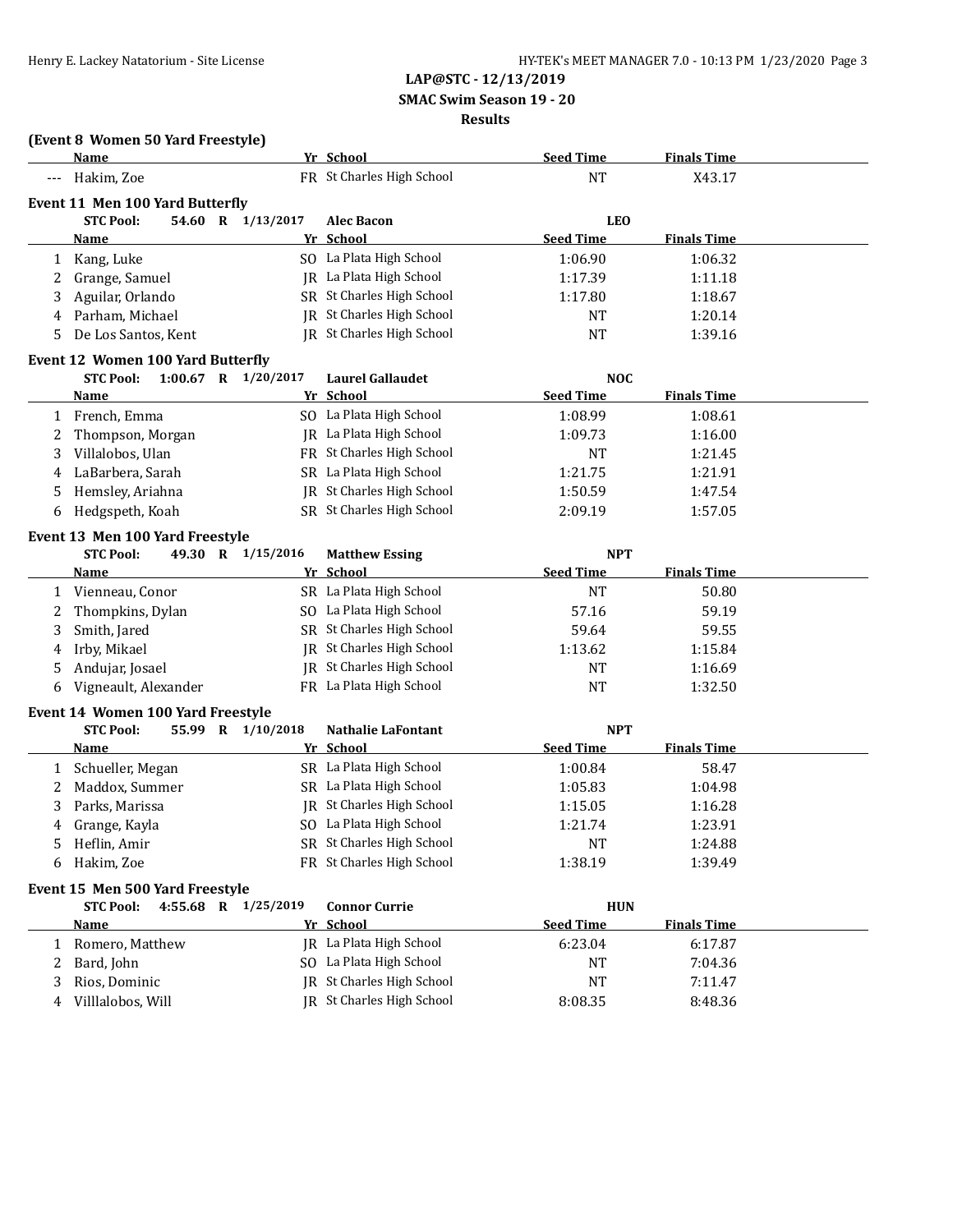**LAP@STC - 12/13/2019**

**SMAC Swim Season 19 - 20**

**Results**

### (Event 8 Women 50 Yard Freestyle)

| | Name | Yr | School | Seed Time | Finals Time |
|---|---|---|---|---|---|
| --- | Hakim, Zoe | FR | St Charles High School | NT | X43.17 |

### Event 11 Men 100 Yard Butterfly

**STC Pool:** 54.60 R 1/13/2017 **Alec Bacon** **LEO**

| | Name | Yr | School | Seed Time | Finals Time |
|---|---|---|---|---|---|
| 1 | Kang, Luke | SO | La Plata High School | 1:06.90 | 1:06.32 |
| 2 | Grange, Samuel | JR | La Plata High School | 1:17.39 | 1:11.18 |
| 3 | Aguilar, Orlando | SR | St Charles High School | 1:17.80 | 1:18.67 |
| 4 | Parham, Michael | JR | St Charles High School | NT | 1:20.14 |
| 5 | De Los Santos, Kent | JR | St Charles High School | NT | 1:39.16 |

### Event 12 Women 100 Yard Butterfly

**STC Pool:** 1:00.67 R 1/20/2017 **Laurel Gallaudet** **NOC**

| | Name | Yr | School | Seed Time | Finals Time |
|---|---|---|---|---|---|
| 1 | French, Emma | SO | La Plata High School | 1:08.99 | 1:08.61 |
| 2 | Thompson, Morgan | JR | La Plata High School | 1:09.73 | 1:16.00 |
| 3 | Villalobos, Ulan | FR | St Charles High School | NT | 1:21.45 |
| 4 | LaBarbera, Sarah | SR | La Plata High School | 1:21.75 | 1:21.91 |
| 5 | Hemsley, Ariahna | JR | St Charles High School | 1:50.59 | 1:47.54 |
| 6 | Hedgspeth, Koah | SR | St Charles High School | 2:09.19 | 1:57.05 |

### Event 13 Men 100 Yard Freestyle

**STC Pool:** 49.30 R 1/15/2016 **Matthew Essing** **NPT**

| | Name | Yr | School | Seed Time | Finals Time |
|---|---|---|---|---|---|
| 1 | Vienneau, Conor | SR | La Plata High School | NT | 50.80 |
| 2 | Thompkins, Dylan | SO | La Plata High School | 57.16 | 59.19 |
| 3 | Smith, Jared | SR | St Charles High School | 59.64 | 59.55 |
| 4 | Irby, Mikael | JR | St Charles High School | 1:13.62 | 1:15.84 |
| 5 | Andujar, Josael | JR | St Charles High School | NT | 1:16.69 |
| 6 | Vigneault, Alexander | FR | La Plata High School | NT | 1:32.50 |

### Event 14 Women 100 Yard Freestyle

**STC Pool:** 55.99 R 1/10/2018 **Nathalie LaFontant** **NPT**

| | Name | Yr | School | Seed Time | Finals Time |
|---|---|---|---|---|---|
| 1 | Schueller, Megan | SR | La Plata High School | 1:00.84 | 58.47 |
| 2 | Maddox, Summer | SR | La Plata High School | 1:05.83 | 1:04.98 |
| 3 | Parks, Marissa | JR | St Charles High School | 1:15.05 | 1:16.28 |
| 4 | Grange, Kayla | SO | La Plata High School | 1:21.74 | 1:23.91 |
| 5 | Heflin, Amir | SR | St Charles High School | NT | 1:24.88 |
| 6 | Hakim, Zoe | FR | St Charles High School | 1:38.19 | 1:39.49 |

### Event 15 Men 500 Yard Freestyle

**STC Pool:** 4:55.68 R 1/25/2019 **Connor Currie** **HUN**

| | Name | Yr | School | Seed Time | Finals Time |
|---|---|---|---|---|---|
| 1 | Romero, Matthew | JR | La Plata High School | 6:23.04 | 6:17.87 |
| 2 | Bard, John | SO | La Plata High School | NT | 7:04.36 |
| 3 | Rios, Dominic | JR | St Charles High School | NT | 7:11.47 |
| 4 | Villlalobos, Will | JR | St Charles High School | 8:08.35 | 8:48.36 |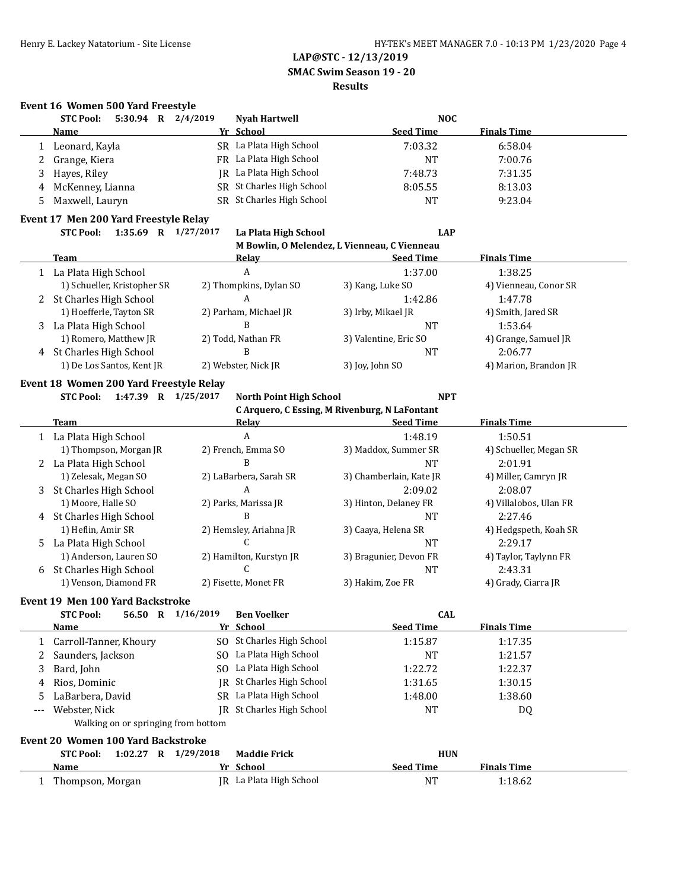**LAP@STC - 12/13/2019**

**SMAC Swim Season 19 - 20**

**Results**

### Event 16 Women 500 Yard Freestyle

**STC Pool: 5:30.94 R 2/4/2019 Nyah Hartwell NOC**

| | Name | Yr | School | Seed Time | Finals Time |
|---|---|---|---|---|---|
| 1 | Leonard, Kayla | SR | La Plata High School | 7:03.32 | 6:58.04 |
| 2 | Grange, Kiera | FR | La Plata High School | NT | 7:00.76 |
| 3 | Hayes, Riley | JR | La Plata High School | 7:48.73 | 7:31.35 |
| 4 | McKenney, Lianna | SR | St Charles High School | 8:05.55 | 8:13.03 |
| 5 | Maxwell, Lauryn | SR | St Charles High School | NT | 9:23.04 |

### Event 17 Men 200 Yard Freestyle Relay

**STC Pool: 1:35.69 R 1/27/2017 La Plata High School LAP**
**M Bowlin, O Melendez, L Vienneau, C Vienneau**

| | Team | Relay | Seed Time | Finals Time |
|---|---|---|---|---|
| 1 | La Plata High School | A | 1:37.00 | 1:38.25 |
| | 1) Schueller, Kristopher SR | 2) Thompkins, Dylan SO | 3) Kang, Luke SO | 4) Vienneau, Conor SR |
| 2 | St Charles High School | A | 1:42.86 | 1:47.78 |
| | 1) Hoefferle, Tayton SR | 2) Parham, Michael JR | 3) Irby, Mikael JR | 4) Smith, Jared SR |
| 3 | La Plata High School | B | NT | 1:53.64 |
| | 1) Romero, Matthew JR | 2) Todd, Nathan FR | 3) Valentine, Eric SO | 4) Grange, Samuel JR |
| 4 | St Charles High School | B | NT | 2:06.77 |
| | 1) De Los Santos, Kent JR | 2) Webster, Nick JR | 3) Joy, John SO | 4) Marion, Brandon JR |

### Event 18 Women 200 Yard Freestyle Relay

**STC Pool: 1:47.39 R 1/25/2017 North Point High School NPT**
**C Arquero, C Essing, M Rivenburg, N LaFontant**

| | Team | Relay | Seed Time | Finals Time |
|---|---|---|---|---|
| 1 | La Plata High School | A | 1:48.19 | 1:50.51 |
| | 1) Thompson, Morgan JR | 2) French, Emma SO | 3) Maddox, Summer SR | 4) Schueller, Megan SR |
| 2 | La Plata High School | B | NT | 2:01.91 |
| | 1) Zelesak, Megan SO | 2) LaBarbera, Sarah SR | 3) Chamberlain, Kate JR | 4) Miller, Camryn JR |
| 3 | St Charles High School | A | 2:09.02 | 2:08.07 |
| | 1) Moore, Halle SO | 2) Parks, Marissa JR | 3) Hinton, Delaney FR | 4) Villalobos, Ulan FR |
| 4 | St Charles High School | B | NT | 2:27.46 |
| | 1) Heflin, Amir SR | 2) Hemsley, Ariahna JR | 3) Caaya, Helena SR | 4) Hedgspeth, Koah SR |
| 5 | La Plata High School | C | NT | 2:29.17 |
| | 1) Anderson, Lauren SO | 2) Hamilton, Kurstyn JR | 3) Bragunier, Devon FR | 4) Taylor, Taylynn FR |
| 6 | St Charles High School | C | NT | 2:43.31 |
| | 1) Venson, Diamond FR | 2) Fisette, Monet FR | 3) Hakim, Zoe FR | 4) Grady, Ciarra JR |

### Event 19 Men 100 Yard Backstroke

**STC Pool: 56.50 R 1/16/2019 Ben Voelker CAL**

| | Name | Yr | School | Seed Time | Finals Time |
|---|---|---|---|---|---|
| 1 | Carroll-Tanner, Khoury | SO | St Charles High School | 1:15.87 | 1:17.35 |
| 2 | Saunders, Jackson | SO | La Plata High School | NT | 1:21.57 |
| 3 | Bard, John | SO | La Plata High School | 1:22.72 | 1:22.37 |
| 4 | Rios, Dominic | JR | St Charles High School | 1:31.65 | 1:30.15 |
| 5 | LaBarbera, David | SR | La Plata High School | 1:48.00 | 1:38.60 |
| --- | Webster, Nick | JR | St Charles High School | NT | DQ |
| | Walking on or springing from bottom | | | | |

### Event 20 Women 100 Yard Backstroke

**STC Pool: 1:02.27 R 1/29/2018 Maddie Frick HUN**

| | Name | Yr | School | Seed Time | Finals Time |
|---|---|---|---|---|---|
| 1 | Thompson, Morgan | JR | La Plata High School | NT | 1:18.62 |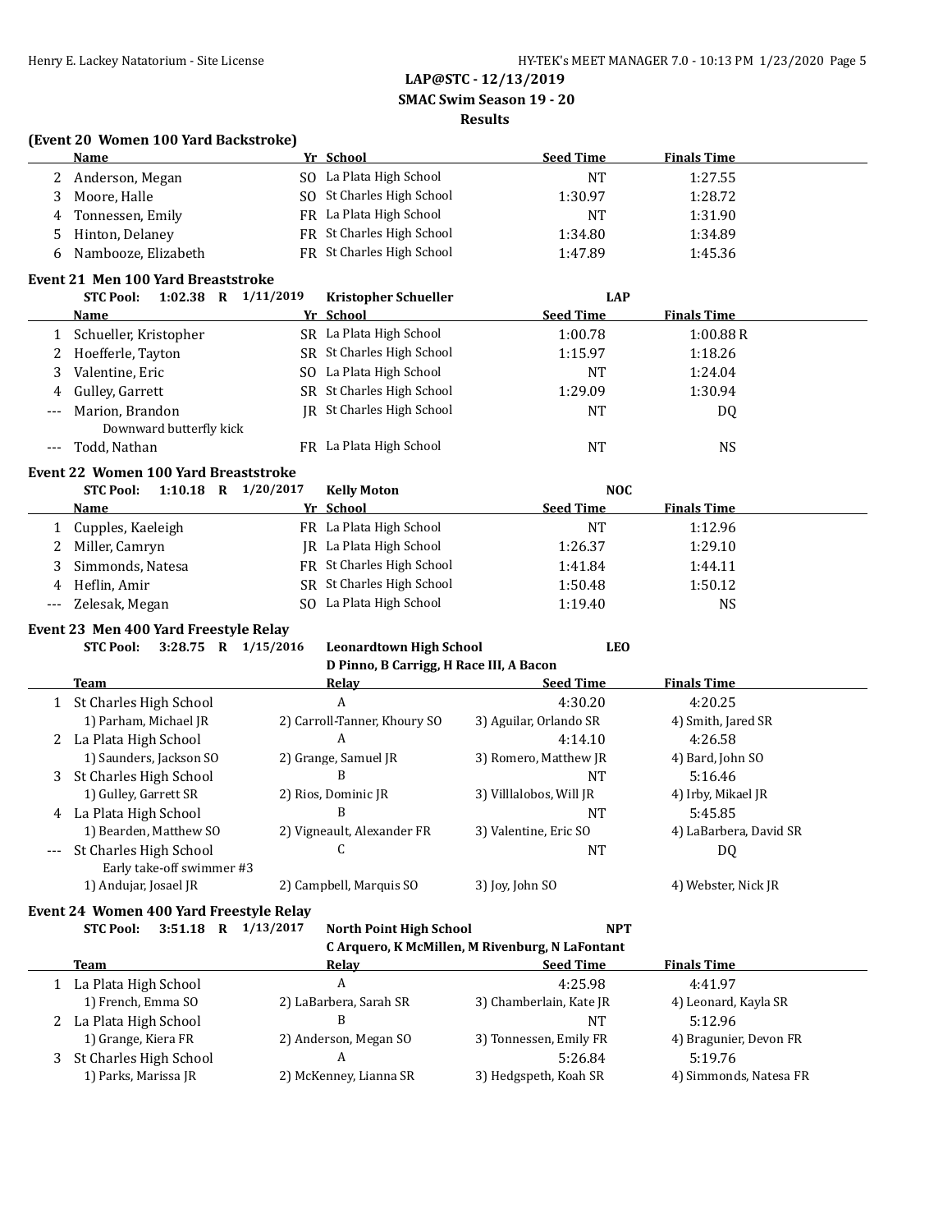**LAP@STC - 12/13/2019**

**SMAC Swim Season 19 - 20**

**Results**

### (Event 20 Women 100 Yard Backstroke)

| | Name | Yr | School | Seed Time | Finals Time |
|---|---|---|---|---|---|
| 2 | Anderson, Megan | SO | La Plata High School | NT | 1:27.55 |
| 3 | Moore, Halle | SO | St Charles High School | 1:30.97 | 1:28.72 |
| 4 | Tonnessen, Emily | FR | La Plata High School | NT | 1:31.90 |
| 5 | Hinton, Delaney | FR | St Charles High School | 1:34.80 | 1:34.89 |
| 6 | Nambooze, Elizabeth | FR | St Charles High School | 1:47.89 | 1:45.36 |

### Event 21 Men 100 Yard Breaststroke

**STC Pool: 1:02.38 R 1/11/2019 Kristopher Schueller LAP**

| | Name | Yr | School | Seed Time | Finals Time |
|---|---|---|---|---|---|
| 1 | Schueller, Kristopher | SR | La Plata High School | 1:00.78 | 1:00.88 R |
| 2 | Hoefferle, Tayton | SR | St Charles High School | 1:15.97 | 1:18.26 |
| 3 | Valentine, Eric | SO | La Plata High School | NT | 1:24.04 |
| 4 | Gulley, Garrett | SR | St Charles High School | 1:29.09 | 1:30.94 |
| --- | Marion, Brandon | JR | St Charles High School | NT | DQ |
| | Downward butterfly kick | | | | |
| --- | Todd, Nathan | FR | La Plata High School | NT | NS |

### Event 22 Women 100 Yard Breaststroke

**STC Pool: 1:10.18 R 1/20/2017 Kelly Moton NOC**

| | Name | Yr | School | Seed Time | Finals Time |
|---|---|---|---|---|---|
| 1 | Cupples, Kaeleigh | FR | La Plata High School | NT | 1:12.96 |
| 2 | Miller, Camryn | JR | La Plata High School | 1:26.37 | 1:29.10 |
| 3 | Simmonds, Natesa | FR | St Charles High School | 1:41.84 | 1:44.11 |
| 4 | Heflin, Amir | SR | St Charles High School | 1:50.48 | 1:50.12 |
| --- | Zelesak, Megan | SO | La Plata High School | 1:19.40 | NS |

### Event 23 Men 400 Yard Freestyle Relay

**STC Pool: 3:28.75 R 1/15/2016 Leonardtown High School LEO**

D Pinno, B Carrigg, H Race III, A Bacon

| | Team | Relay | Seed Time | Finals Time |
|---|---|---|---|---|
| 1 | St Charles High School | A | 4:30.20 | 4:20.25 |
| | 1) Parham, Michael JR | 2) Carroll-Tanner, Khoury SO | 3) Aguilar, Orlando SR | 4) Smith, Jared SR |
| 2 | La Plata High School | A | 4:14.10 | 4:26.58 |
| | 1) Saunders, Jackson SO | 2) Grange, Samuel JR | 3) Romero, Matthew JR | 4) Bard, John SO |
| 3 | St Charles High School | B | NT | 5:16.46 |
| | 1) Gulley, Garrett SR | 2) Rios, Dominic JR | 3) Villlalobos, Will JR | 4) Irby, Mikael JR |
| 4 | La Plata High School | B | NT | 5:45.85 |
| | 1) Bearden, Matthew SO | 2) Vigneault, Alexander FR | 3) Valentine, Eric SO | 4) LaBarbera, David SR |
| --- | St Charles High School | C | NT | DQ |
| | Early take-off swimmer #3 | | | |
| | 1) Andujar, Josael JR | 2) Campbell, Marquis SO | 3) Joy, John SO | 4) Webster, Nick JR |

### Event 24 Women 400 Yard Freestyle Relay

**STC Pool: 3:51.18 R 1/13/2017 North Point High School NPT**

C Arquero, K McMillen, M Rivenburg, N LaFontant

| | Team | Relay | Seed Time | Finals Time |
|---|---|---|---|---|
| 1 | La Plata High School | A | 4:25.98 | 4:41.97 |
| | 1) French, Emma SO | 2) LaBarbera, Sarah SR | 3) Chamberlain, Kate JR | 4) Leonard, Kayla SR |
| 2 | La Plata High School | B | NT | 5:12.96 |
| | 1) Grange, Kiera FR | 2) Anderson, Megan SO | 3) Tonnessen, Emily FR | 4) Bragunier, Devon FR |
| 3 | St Charles High School | A | 5:26.84 | 5:19.76 |
| | 1) Parks, Marissa JR | 2) McKenney, Lianna SR | 3) Hedgspeth, Koah SR | 4) Simmonds, Natesa FR |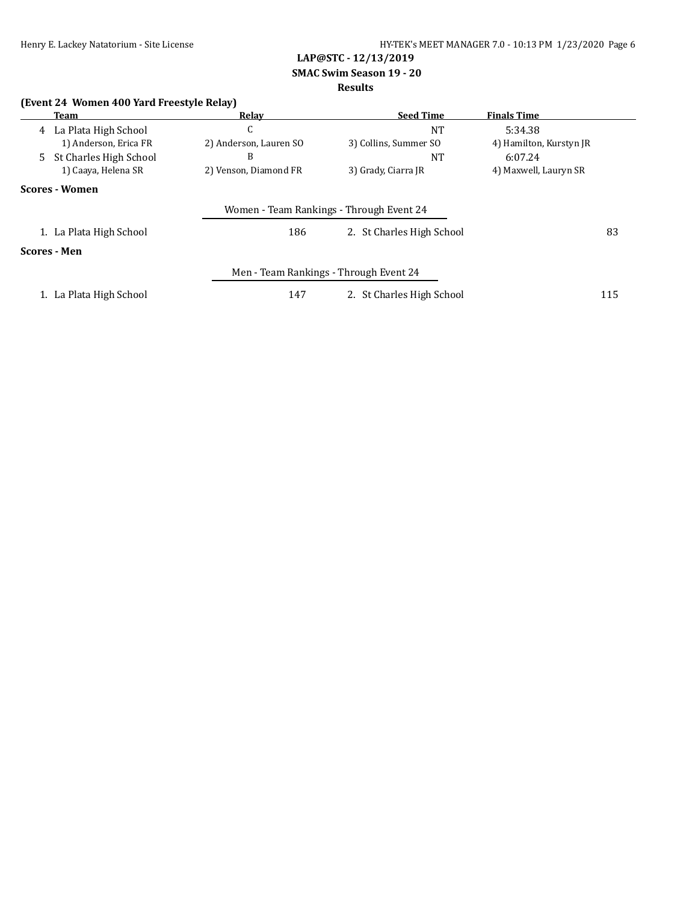LAP@STC - 12/13/2019
SMAC Swim Season 19 - 20
Results

**(Event 24 Women 400 Yard Freestyle Relay)**

| | Team | Relay | Seed Time | Finals Time |
|---|---|---|---|---|
| 4 | La Plata High School | C | NT | 5:34.38 |
| | 1) Anderson, Erica FR | 2) Anderson, Lauren SO | 3) Collins, Summer SO | 4) Hamilton, Kurstyn JR |
| 5 | St Charles High School | B | NT | 6:07.24 |
| | 1) Caaya, Helena SR | 2) Venson, Diamond FR | 3) Grady, Ciarra JR | 4) Maxwell, Lauryn SR |

**Scores - Women**

Women - Team Rankings - Through Event 24

| | | | | | |
|---|---|---|---|---|---|
| 1. | La Plata High School | 186 | 2. | St Charles High School | 83 |

**Scores - Men**

Men - Team Rankings - Through Event 24

| | | | | | |
|---|---|---|---|---|---|
| 1. | La Plata High School | 147 | 2. | St Charles High School | 115 |